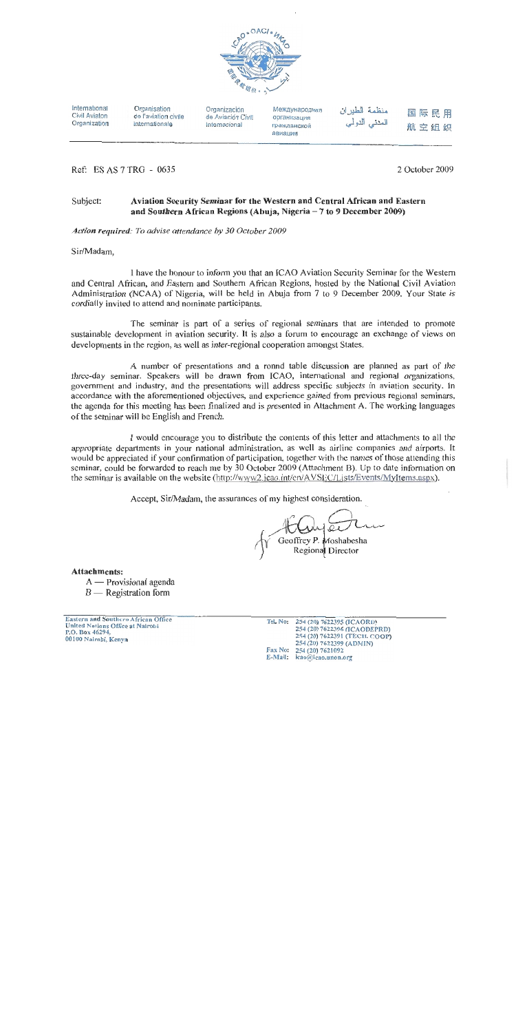| International Civil Aviation Organization | Organisation de l'aviation civile internationale | Organización de Aviación Civil Internacional | Международная организация гражданской авиации | منظمة الطيران المدني الدولي | 国际民用航空组织 |
|---|---|---|---|---|---|

Ref: ES AS 7 TRG - 0635

2 October 2009

Subject: **Aviation Security Seminar for the Western and Central African and Eastern and Southern African Regions (Abuja, Nigeria – 7 to 9 December 2009)**

*Action required: To advise attendance by 30 October 2009*

Sir/Madam,

I have the honour to inform you that an ICAO Aviation Security Seminar for the Western and Central African, and Eastern and Southern African Regions, hosted by the National Civil Aviation Administration (NCAA) of Nigeria, will be held in Abuja from 7 to 9 December 2009. Your State is cordially invited to attend and nominate participants.

The seminar is part of a series of regional seminars that are intended to promote sustainable development in aviation security. It is also a forum to encourage an exchange of views on developments in the region, as well as inter-regional cooperation amongst States.

A number of presentations and a round table discussion are planned as part of the three-day seminar. Speakers will be drawn from ICAO, international and regional organizations, government and industry, and the presentations will address specific subjects in aviation security. In accordance with the aforementioned objectives, and experience gained from previous regional seminars, the agenda for this meeting has been finalized and is presented in Attachment A. The working languages of the seminar will be English and French.

I would encourage you to distribute the contents of this letter and attachments to all the appropriate departments in your national administration, as well as airline companies and airports. It would be appreciated if your confirmation of participation, together with the names of those attending this seminar, could be forwarded to reach me by 30 October 2009 (Attachment B). Up to date information on the seminar is available on the website (http://www2.icao.int/en/AVSEC/Lists/Events/MyItems.aspx).

Accept, Sir/Madam, the assurances of my highest consideration.

Geoffrey P. Moshabesha
Regional Director

**Attachments:**

A — Provisional agenda
B — Registration form

Eastern and Southern African Office
United Nations Office at Nairobi
P.O. Box 46294,
00100 Nairobi, Kenya

Tel. No: 254 (20) 7622395 (ICAORD)
254 (20) 7622396 (ICAODEPRD)
254 (20) 7622391 (TECH. COOP)
254 (20) 7622399 (ADMIN)
Fax No: 254 (20) 7621092
E-Mail: icao@icao.unon.org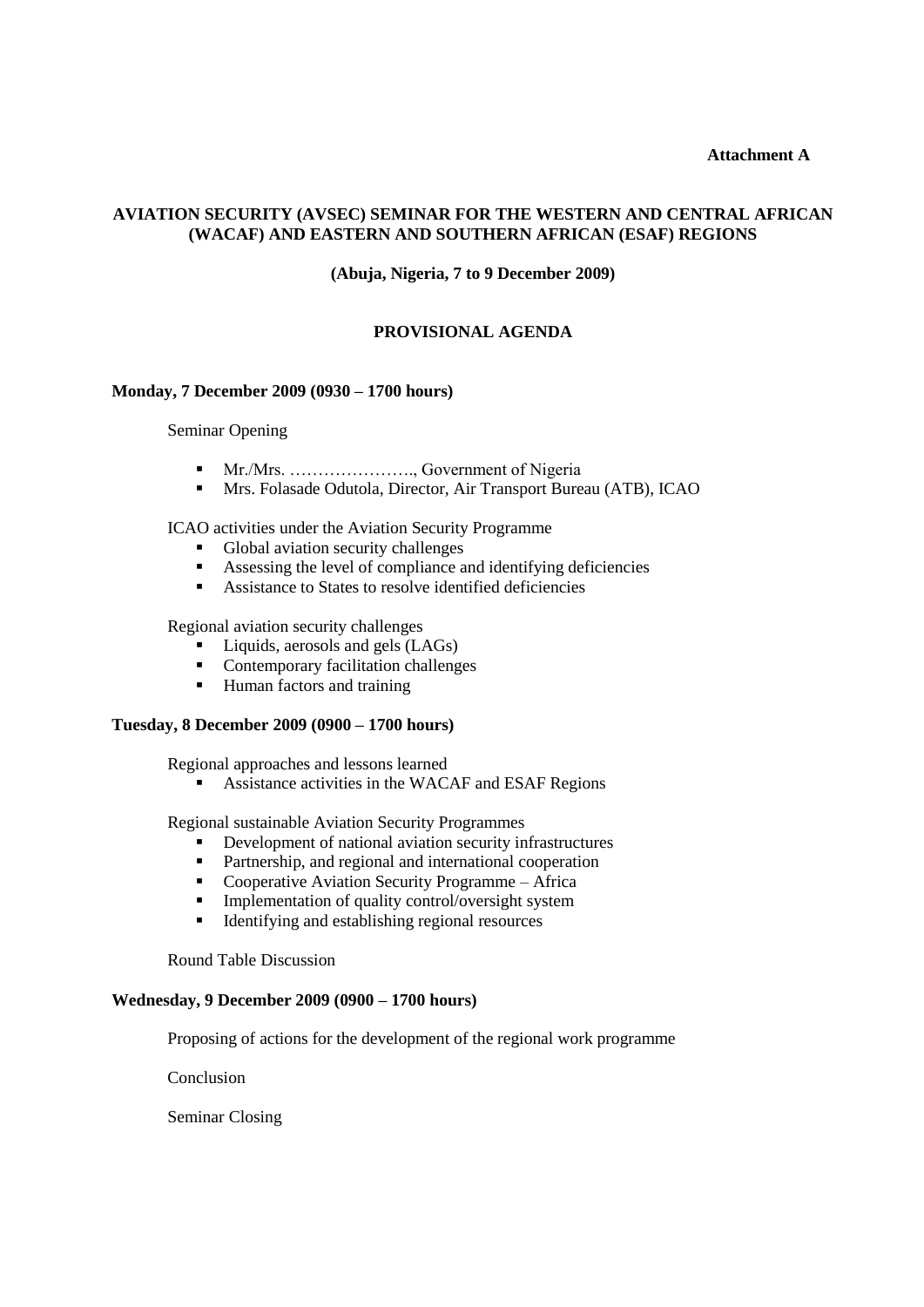**Attachment A**

## AVIATION SECURITY (AVSEC) SEMINAR FOR THE WESTERN AND CENTRAL AFRICAN (WACAF) AND EASTERN AND SOUTHERN AFRICAN (ESAF) REGIONS

**(Abuja, Nigeria, 7 to 9 December 2009)**

### PROVISIONAL AGENDA

**Monday, 7 December 2009 (0930 – 1700 hours)**

Seminar Opening

- Mr./Mrs. …………………., Government of Nigeria
- Mrs. Folasade Odutola, Director, Air Transport Bureau (ATB), ICAO

ICAO activities under the Aviation Security Programme

- Global aviation security challenges
- Assessing the level of compliance and identifying deficiencies
- Assistance to States to resolve identified deficiencies

Regional aviation security challenges

- Liquids, aerosols and gels (LAGs)
- Contemporary facilitation challenges
- Human factors and training

**Tuesday, 8 December 2009 (0900 – 1700 hours)**

Regional approaches and lessons learned

- Assistance activities in the WACAF and ESAF Regions

Regional sustainable Aviation Security Programmes

- Development of national aviation security infrastructures
- Partnership, and regional and international cooperation
- Cooperative Aviation Security Programme – Africa
- Implementation of quality control/oversight system
- Identifying and establishing regional resources

Round Table Discussion

**Wednesday, 9 December 2009 (0900 – 1700 hours)**

Proposing of actions for the development of the regional work programme

Conclusion

Seminar Closing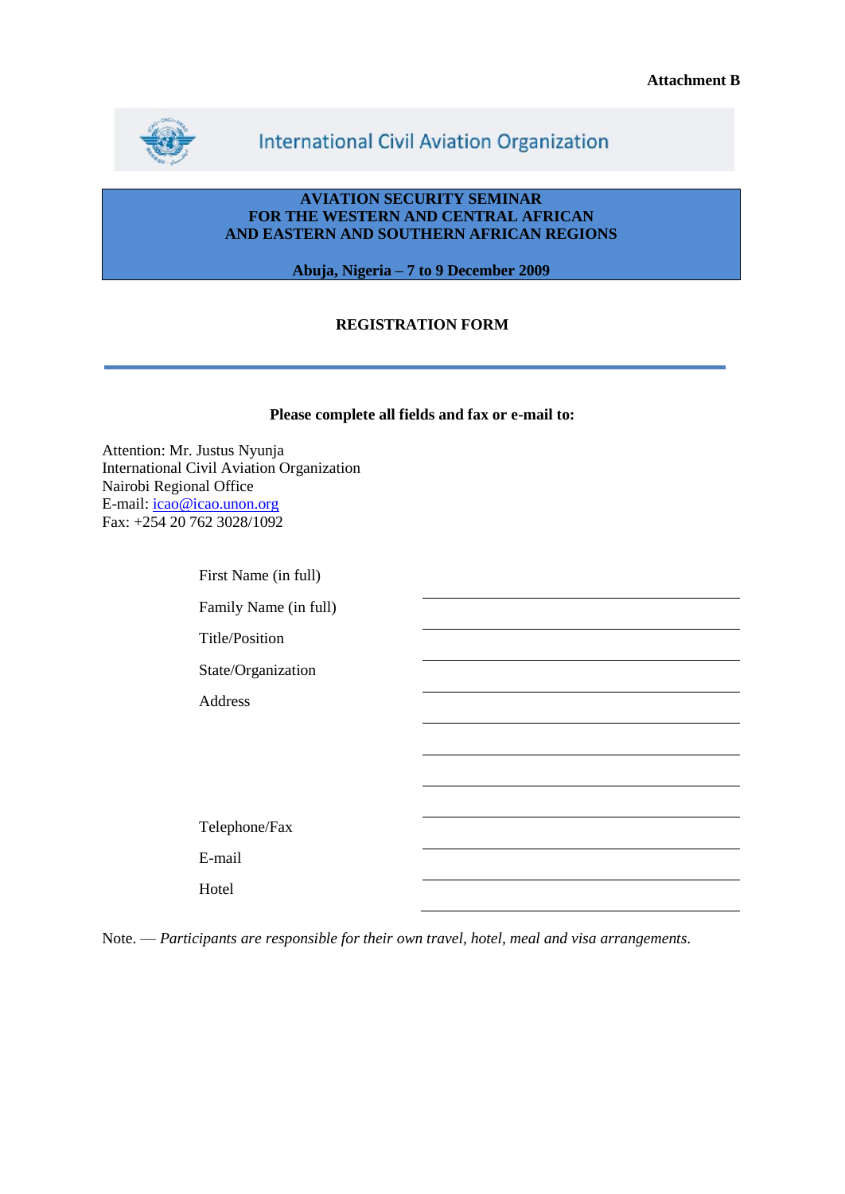**Attachment B**

International Civil Aviation Organization

**AVIATION SECURITY SEMINAR**
**FOR THE WESTERN AND CENTRAL AFRICAN**
**AND EASTERN AND SOUTHERN AFRICAN REGIONS**

**Abuja, Nigeria – 7 to 9 December 2009**

**REGISTRATION FORM**

---

**Please complete all fields and fax or e-mail to:**

Attention: Mr. Justus Nyunja
International Civil Aviation Organization
Nairobi Regional Office
E-mail: icao@icao.unon.org
Fax: +254 20 762 3028/1092

| | |
|---|---|
| First Name (in full) | ______________________ |
| Family Name (in full) | ______________________ |
| Title/Position | ______________________ |
| State/Organization | ______________________ |
| Address | ______________________ |
| | ______________________ |
| | ______________________ |
| | ______________________ |
| Telephone/Fax | ______________________ |
| E-mail | ______________________ |
| Hotel | ______________________ |

Note. — *Participants are responsible for their own travel, hotel, meal and visa arrangements.*